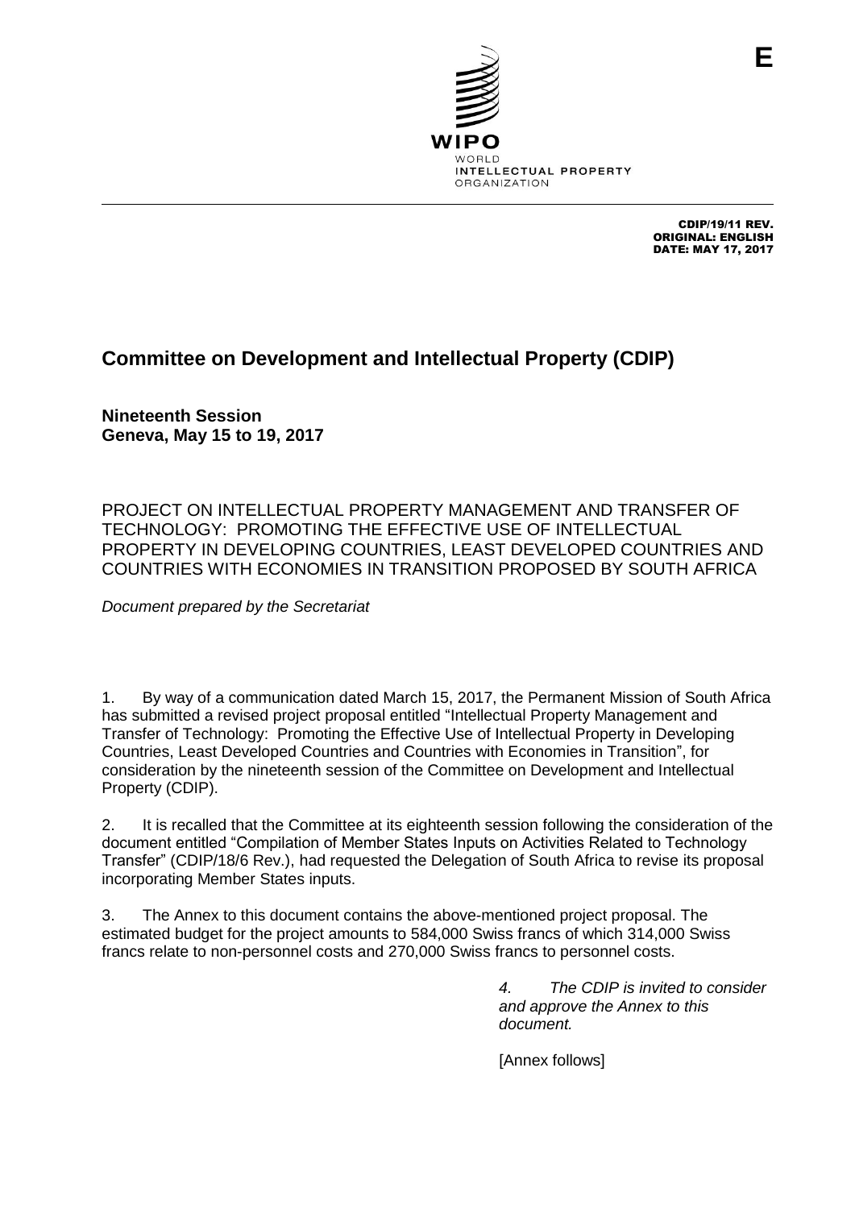E

WIPO
WORLD
INTELLECTUAL PROPERTY
ORGANIZATION

CDIP/19/11 REV.
ORIGINAL: ENGLISH
DATE: MAY 17, 2017

# Committee on Development and Intellectual Property (CDIP)

**Nineteenth Session**
**Geneva, May 15 to 19, 2017**

PROJECT ON INTELLECTUAL PROPERTY MANAGEMENT AND TRANSFER OF TECHNOLOGY: PROMOTING THE EFFECTIVE USE OF INTELLECTUAL PROPERTY IN DEVELOPING COUNTRIES, LEAST DEVELOPED COUNTRIES AND COUNTRIES WITH ECONOMIES IN TRANSITION PROPOSED BY SOUTH AFRICA

*Document prepared by the Secretariat*

1. By way of a communication dated March 15, 2017, the Permanent Mission of South Africa has submitted a revised project proposal entitled "Intellectual Property Management and Transfer of Technology: Promoting the Effective Use of Intellectual Property in Developing Countries, Least Developed Countries and Countries with Economies in Transition", for consideration by the nineteenth session of the Committee on Development and Intellectual Property (CDIP).

2. It is recalled that the Committee at its eighteenth session following the consideration of the document entitled "Compilation of Member States Inputs on Activities Related to Technology Transfer" (CDIP/18/6 Rev.), had requested the Delegation of South Africa to revise its proposal incorporating Member States inputs.

3. The Annex to this document contains the above-mentioned project proposal. The estimated budget for the project amounts to 584,000 Swiss francs of which 314,000 Swiss francs relate to non-personnel costs and 270,000 Swiss francs to personnel costs.

*4. The CDIP is invited to consider and approve the Annex to this document.*

[Annex follows]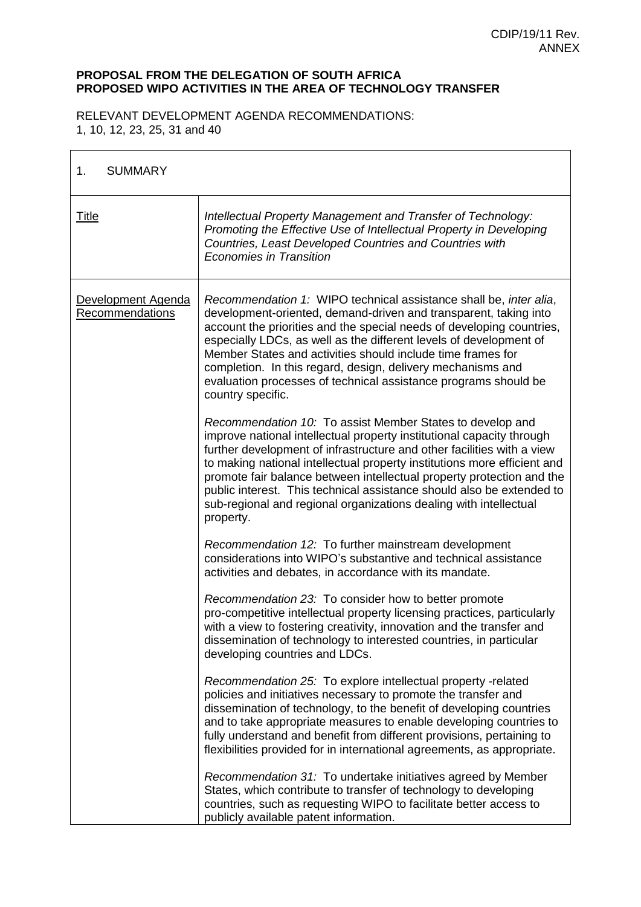**PROPOSAL FROM THE DELEGATION OF SOUTH AFRICA**
**PROPOSED WIPO ACTIVITIES IN THE AREA OF TECHNOLOGY TRANSFER**

RELEVANT DEVELOPMENT AGENDA RECOMMENDATIONS:
1, 10, 12, 23, 25, 31 and 40

| 1. SUMMARY | |
|---|---|
| Title | *Intellectual Property Management and Transfer of Technology: Promoting the Effective Use of Intellectual Property in Developing Countries, Least Developed Countries and Countries with Economies in Transition* |
| Development Agenda Recommendations | *Recommendation 1:* WIPO technical assistance shall be, *inter alia*, development-oriented, demand-driven and transparent, taking into account the priorities and the special needs of developing countries, especially LDCs, as well as the different levels of development of Member States and activities should include time frames for completion. In this regard, design, delivery mechanisms and evaluation processes of technical assistance programs should be country specific.<br><br>*Recommendation 10:* To assist Member States to develop and improve national intellectual property institutional capacity through further development of infrastructure and other facilities with a view to making national intellectual property institutions more efficient and promote fair balance between intellectual property protection and the public interest. This technical assistance should also be extended to sub-regional and regional organizations dealing with intellectual property.<br><br>*Recommendation 12:* To further mainstream development considerations into WIPO's substantive and technical assistance activities and debates, in accordance with its mandate.<br><br>*Recommendation 23:* To consider how to better promote pro-competitive intellectual property licensing practices, particularly with a view to fostering creativity, innovation and the transfer and dissemination of technology to interested countries, in particular developing countries and LDCs.<br><br>*Recommendation 25:* To explore intellectual property -related policies and initiatives necessary to promote the transfer and dissemination of technology, to the benefit of developing countries and to take appropriate measures to enable developing countries to fully understand and benefit from different provisions, pertaining to flexibilities provided for in international agreements, as appropriate.<br><br>*Recommendation 31:* To undertake initiatives agreed by Member States, which contribute to transfer of technology to developing countries, such as requesting WIPO to facilitate better access to publicly available patent information. |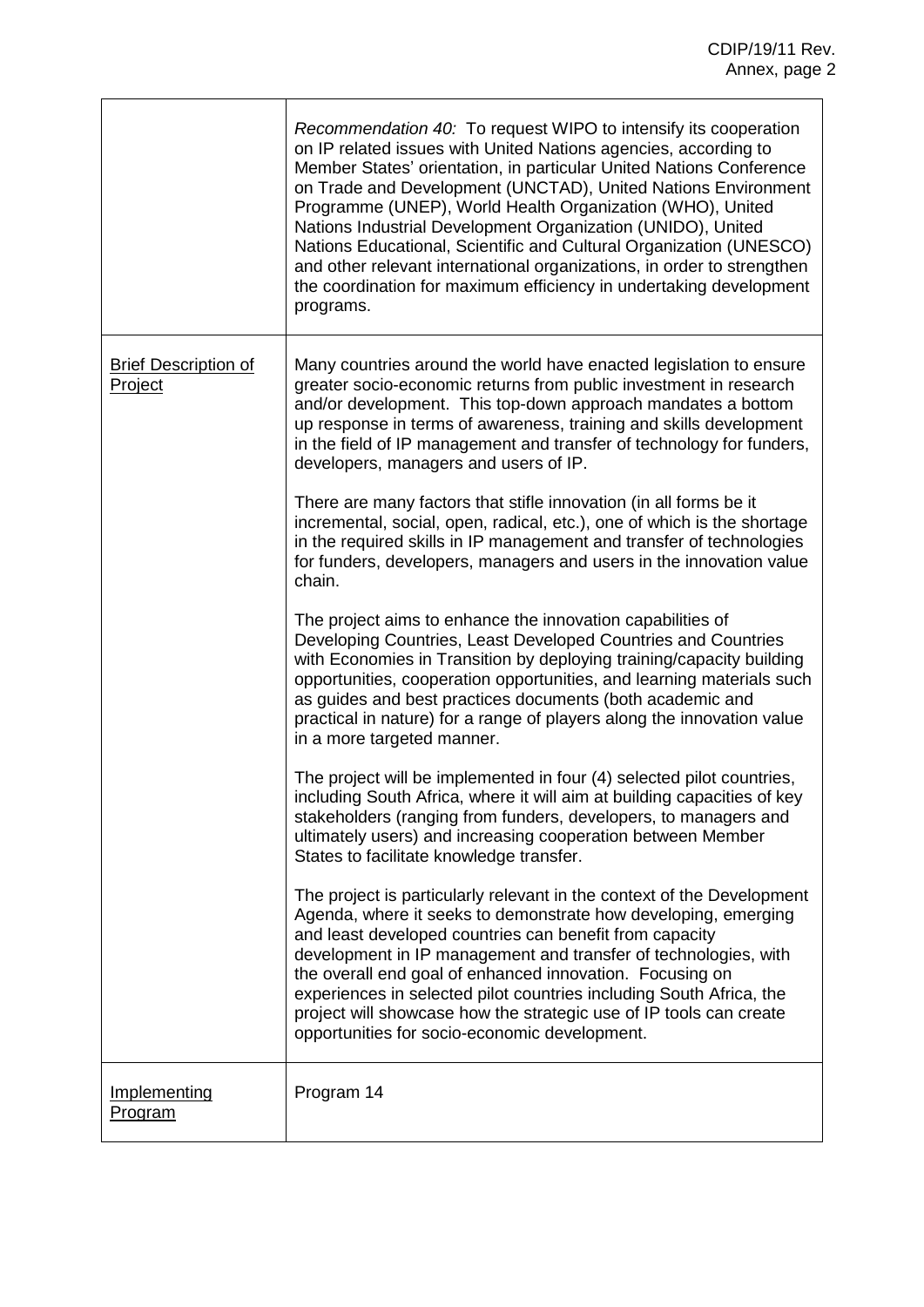| | |
|---|---|
| | *Recommendation 40:* To request WIPO to intensify its cooperation on IP related issues with United Nations agencies, according to Member States' orientation, in particular United Nations Conference on Trade and Development (UNCTAD), United Nations Environment Programme (UNEP), World Health Organization (WHO), United Nations Industrial Development Organization (UNIDO), United Nations Educational, Scientific and Cultural Organization (UNESCO) and other relevant international organizations, in order to strengthen the coordination for maximum efficiency in undertaking development programs. |
| Brief Description of Project | Many countries around the world have enacted legislation to ensure greater socio-economic returns from public investment in research and/or development. This top-down approach mandates a bottom up response in terms of awareness, training and skills development in the field of IP management and transfer of technology for funders, developers, managers and users of IP.<br><br>There are many factors that stifle innovation (in all forms be it incremental, social, open, radical, etc.), one of which is the shortage in the required skills in IP management and transfer of technologies for funders, developers, managers and users in the innovation value chain.<br><br>The project aims to enhance the innovation capabilities of Developing Countries, Least Developed Countries and Countries with Economies in Transition by deploying training/capacity building opportunities, cooperation opportunities, and learning materials such as guides and best practices documents (both academic and practical in nature) for a range of players along the innovation value in a more targeted manner.<br><br>The project will be implemented in four (4) selected pilot countries, including South Africa, where it will aim at building capacities of key stakeholders (ranging from funders, developers, to managers and ultimately users) and increasing cooperation between Member States to facilitate knowledge transfer.<br><br>The project is particularly relevant in the context of the Development Agenda, where it seeks to demonstrate how developing, emerging and least developed countries can benefit from capacity development in IP management and transfer of technologies, with the overall end goal of enhanced innovation. Focusing on experiences in selected pilot countries including South Africa, the project will showcase how the strategic use of IP tools can create opportunities for socio-economic development. |
| Implementing Program | Program 14 |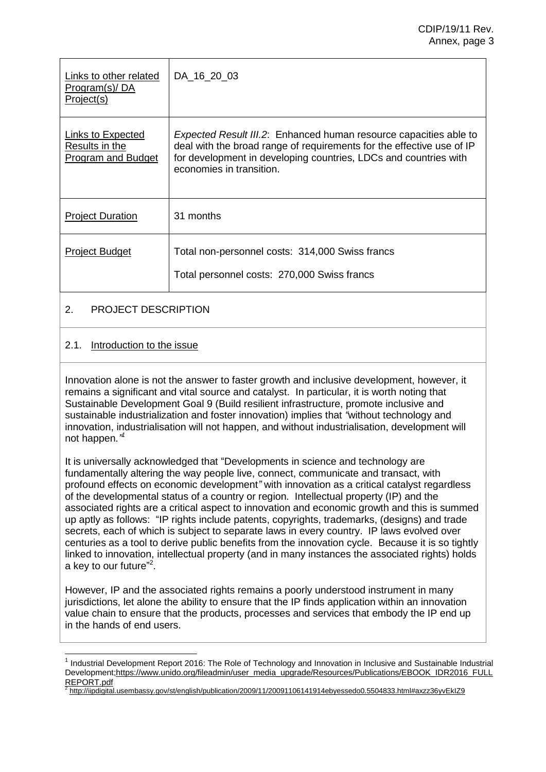| | |
|---|---|
| Links to other related Program(s)/ DA Project(s) | DA_16_20_03 |
| Links to Expected Results in the Program and Budget | *Expected Result III.2*: Enhanced human resource capacities able to deal with the broad range of requirements for the effective use of IP for development in developing countries, LDCs and countries with economies in transition. |
| Project Duration | 31 months |
| Project Budget | Total non-personnel costs: 314,000 Swiss francs<br><br>Total personnel costs: 270,000 Swiss francs |

## 2. PROJECT DESCRIPTION

### 2.1. Introduction to the issue

Innovation alone is not the answer to faster growth and inclusive development, however, it remains a significant and vital source and catalyst. In particular, it is worth noting that Sustainable Development Goal 9 (Build resilient infrastructure, promote inclusive and sustainable industrialization and foster innovation) implies that *"without technology and innovation, industrialisation will not happen, and without industrialisation, development will not happen."*[1]

It is universally acknowledged that "Developments in science and technology are fundamentally altering the way people live, connect, communicate and transact, with profound effects on economic development*"* with innovation as a critical catalyst regardless of the developmental status of a country or region. Intellectual property (IP) and the associated rights are a critical aspect to innovation and economic growth and this is summed up aptly as follows: "IP rights include patents, copyrights, trademarks, (designs) and trade secrets, each of which is subject to separate laws in every country. IP laws evolved over centuries as a tool to derive public benefits from the innovation cycle. Because it is so tightly linked to innovation, intellectual property (and in many instances the associated rights) holds a key to our future"[2].

However, IP and the associated rights remains a poorly understood instrument in many jurisdictions, let alone the ability to ensure that the IP finds application within an innovation value chain to ensure that the products, processes and services that embody the IP end up in the hands of end users.

---

[1] Industrial Development Report 2016: The Role of Technology and Innovation in Inclusive and Sustainable Industrial Development;https://www.unido.org/fileadmin/user_media_upgrade/Resources/Publications/EBOOK_IDR2016_FULLREPORT.pdf

[2] http://iipdigital.usembassy.gov/st/english/publication/2009/11/20091106141914ebyessedo0.5504833.html#axzz36yvEkIZ9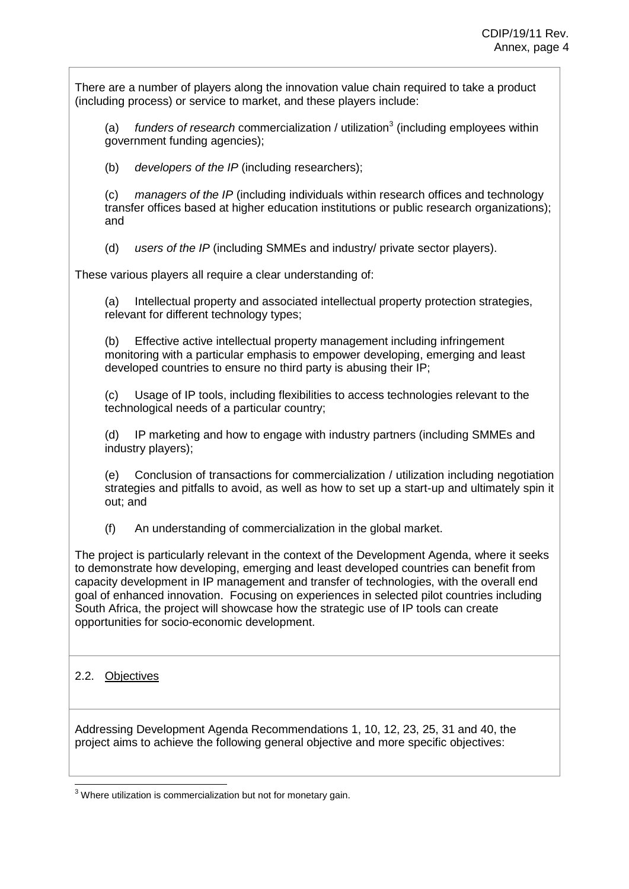There are a number of players along the innovation value chain required to take a product (including process) or service to market, and these players include:

(a) *funders of research* commercialization / utilization[3] (including employees within government funding agencies);

(b) *developers of the IP* (including researchers);

(c) *managers of the IP* (including individuals within research offices and technology transfer offices based at higher education institutions or public research organizations); and

(d) *users of the IP* (including SMMEs and industry/ private sector players).

These various players all require a clear understanding of:

(a) Intellectual property and associated intellectual property protection strategies, relevant for different technology types;

(b) Effective active intellectual property management including infringement monitoring with a particular emphasis to empower developing, emerging and least developed countries to ensure no third party is abusing their IP;

(c) Usage of IP tools, including flexibilities to access technologies relevant to the technological needs of a particular country;

(d) IP marketing and how to engage with industry partners (including SMMEs and industry players);

(e) Conclusion of transactions for commercialization / utilization including negotiation strategies and pitfalls to avoid, as well as how to set up a start-up and ultimately spin it out; and

(f) An understanding of commercialization in the global market.

The project is particularly relevant in the context of the Development Agenda, where it seeks to demonstrate how developing, emerging and least developed countries can benefit from capacity development in IP management and transfer of technologies, with the overall end goal of enhanced innovation. Focusing on experiences in selected pilot countries including South Africa, the project will showcase how the strategic use of IP tools can create opportunities for socio-economic development.

## 2.2. Objectives

Addressing Development Agenda Recommendations 1, 10, 12, 23, 25, 31 and 40, the project aims to achieve the following general objective and more specific objectives:

[3] Where utilization is commercialization but not for monetary gain.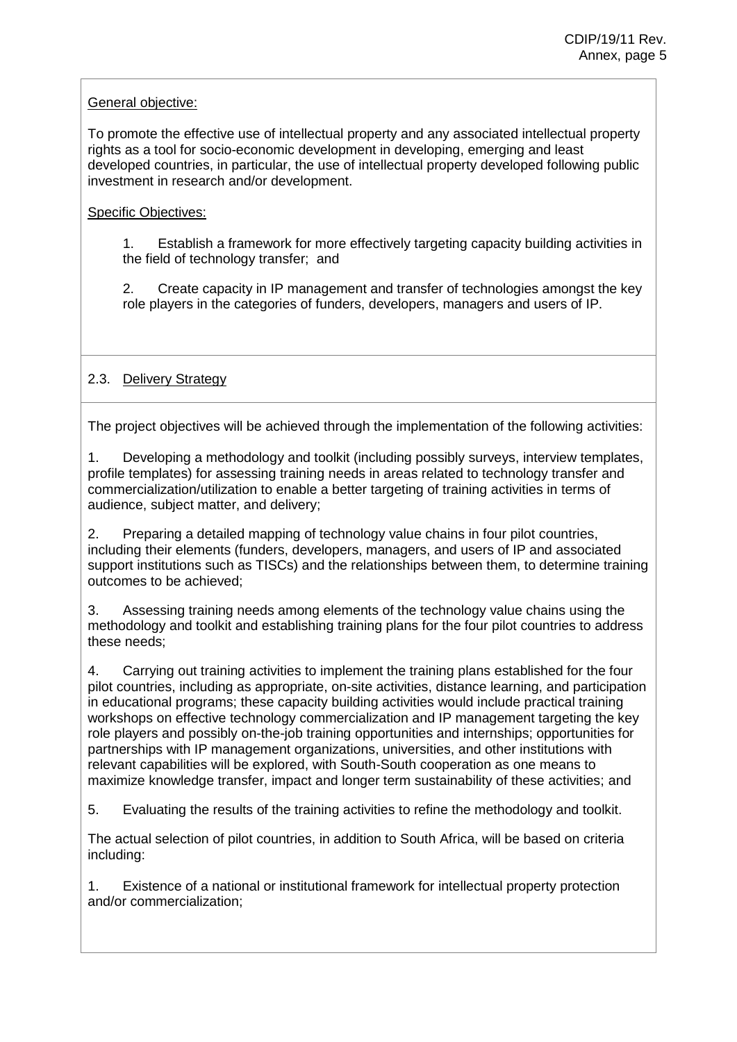General objective:

To promote the effective use of intellectual property and any associated intellectual property rights as a tool for socio-economic development in developing, emerging and least developed countries, in particular, the use of intellectual property developed following public investment in research and/or development.

Specific Objectives:

1. Establish a framework for more effectively targeting capacity building activities in the field of technology transfer; and

2. Create capacity in IP management and transfer of technologies amongst the key role players in the categories of funders, developers, managers and users of IP.

### 2.3. Delivery Strategy

The project objectives will be achieved through the implementation of the following activities:

1. Developing a methodology and toolkit (including possibly surveys, interview templates, profile templates) for assessing training needs in areas related to technology transfer and commercialization/utilization to enable a better targeting of training activities in terms of audience, subject matter, and delivery;

2. Preparing a detailed mapping of technology value chains in four pilot countries, including their elements (funders, developers, managers, and users of IP and associated support institutions such as TISCs) and the relationships between them, to determine training outcomes to be achieved;

3. Assessing training needs among elements of the technology value chains using the methodology and toolkit and establishing training plans for the four pilot countries to address these needs;

4. Carrying out training activities to implement the training plans established for the four pilot countries, including as appropriate, on-site activities, distance learning, and participation in educational programs; these capacity building activities would include practical training workshops on effective technology commercialization and IP management targeting the key role players and possibly on-the-job training opportunities and internships; opportunities for partnerships with IP management organizations, universities, and other institutions with relevant capabilities will be explored, with South-South cooperation as one means to maximize knowledge transfer, impact and longer term sustainability of these activities; and

5. Evaluating the results of the training activities to refine the methodology and toolkit.

The actual selection of pilot countries, in addition to South Africa, will be based on criteria including:

1. Existence of a national or institutional framework for intellectual property protection and/or commercialization;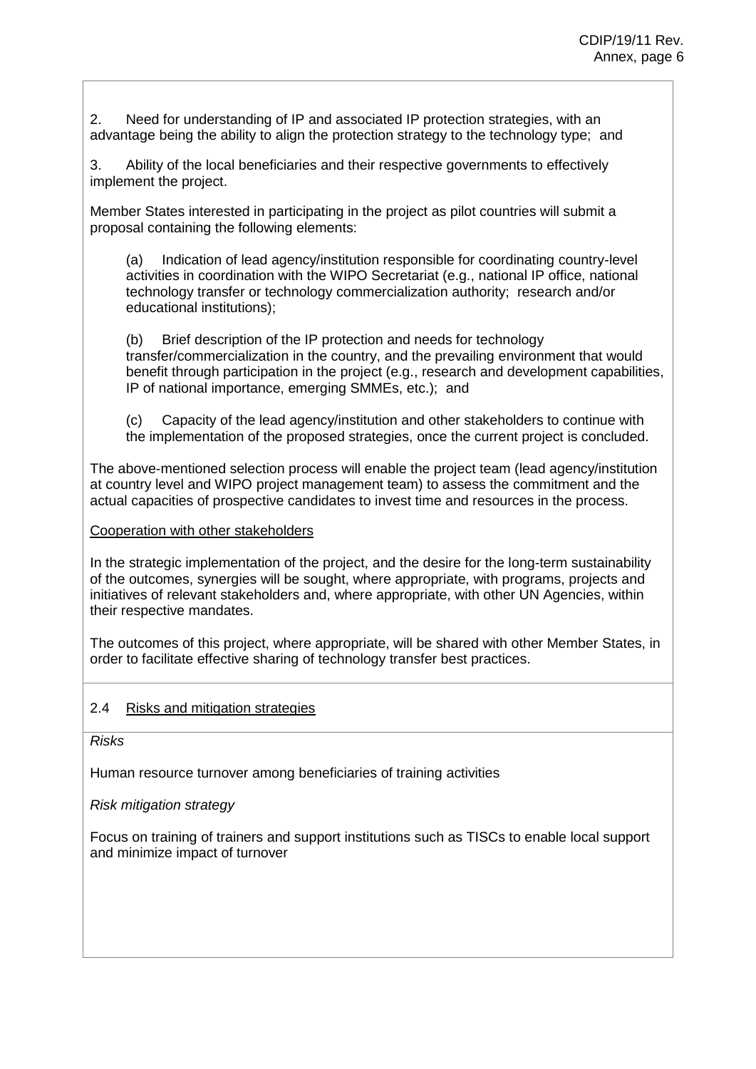2. Need for understanding of IP and associated IP protection strategies, with an advantage being the ability to align the protection strategy to the technology type; and

3. Ability of the local beneficiaries and their respective governments to effectively implement the project.

Member States interested in participating in the project as pilot countries will submit a proposal containing the following elements:

(a) Indication of lead agency/institution responsible for coordinating country-level activities in coordination with the WIPO Secretariat (e.g., national IP office, national technology transfer or technology commercialization authority; research and/or educational institutions);

(b) Brief description of the IP protection and needs for technology transfer/commercialization in the country, and the prevailing environment that would benefit through participation in the project (e.g., research and development capabilities, IP of national importance, emerging SMMEs, etc.); and

(c) Capacity of the lead agency/institution and other stakeholders to continue with the implementation of the proposed strategies, once the current project is concluded.

The above-mentioned selection process will enable the project team (lead agency/institution at country level and WIPO project management team) to assess the commitment and the actual capacities of prospective candidates to invest time and resources in the process.

Cooperation with other stakeholders

In the strategic implementation of the project, and the desire for the long-term sustainability of the outcomes, synergies will be sought, where appropriate, with programs, projects and initiatives of relevant stakeholders and, where appropriate, with other UN Agencies, within their respective mandates.

The outcomes of this project, where appropriate, will be shared with other Member States, in order to facilitate effective sharing of technology transfer best practices.

## 2.4 Risks and mitigation strategies

*Risks*

Human resource turnover among beneficiaries of training activities

*Risk mitigation strategy*

Focus on training of trainers and support institutions such as TISCs to enable local support and minimize impact of turnover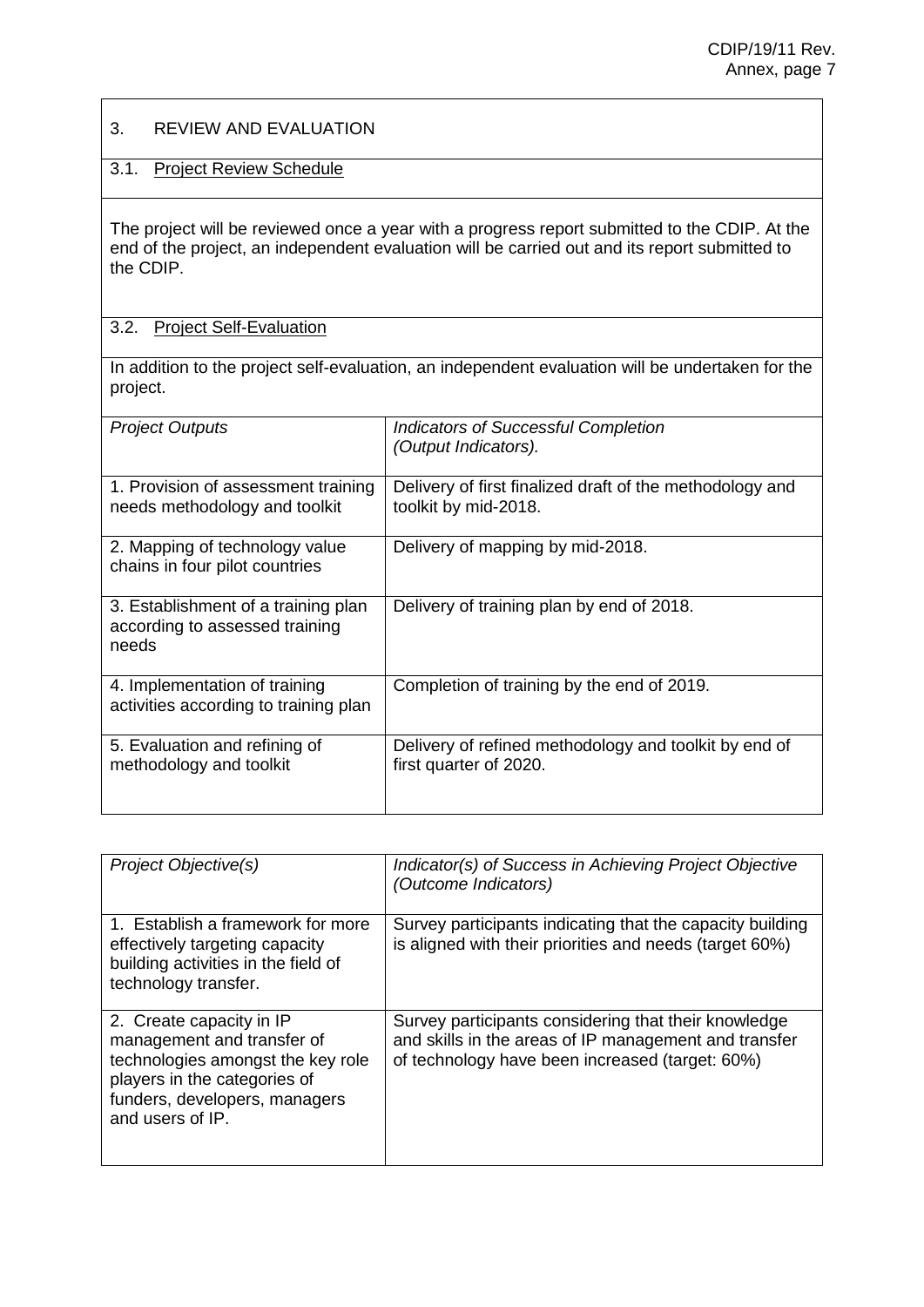## 3. REVIEW AND EVALUATION

### 3.1. Project Review Schedule

The project will be reviewed once a year with a progress report submitted to the CDIP. At the end of the project, an independent evaluation will be carried out and its report submitted to the CDIP.

### 3.2. Project Self-Evaluation

In addition to the project self-evaluation, an independent evaluation will be undertaken for the project.

| *Project Outputs* | *Indicators of Successful Completion (Output Indicators).* |
| --- | --- |
| 1. Provision of assessment training needs methodology and toolkit | Delivery of first finalized draft of the methodology and toolkit by mid-2018. |
| 2. Mapping of technology value chains in four pilot countries | Delivery of mapping by mid-2018. |
| 3. Establishment of a training plan according to assessed training needs | Delivery of training plan by end of 2018. |
| 4. Implementation of training activities according to training plan | Completion of training by the end of 2019. |
| 5. Evaluation and refining of methodology and toolkit | Delivery of refined methodology and toolkit by end of first quarter of 2020. |

| *Project Objective(s)* | *Indicator(s) of Success in Achieving Project Objective (Outcome Indicators)* |
| --- | --- |
| 1. Establish a framework for more effectively targeting capacity building activities in the field of technology transfer. | Survey participants indicating that the capacity building is aligned with their priorities and needs (target 60%) |
| 2. Create capacity in IP management and transfer of technologies amongst the key role players in the categories of funders, developers, managers and users of IP. | Survey participants considering that their knowledge and skills in the areas of IP management and transfer of technology have been increased (target: 60%) |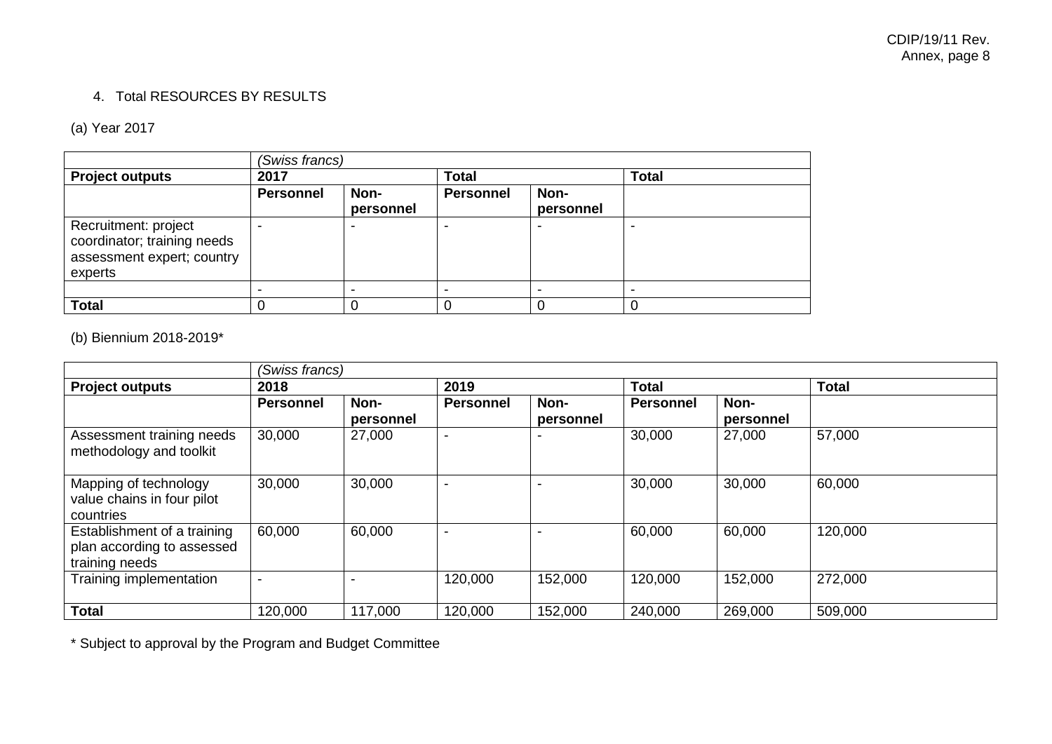4. Total RESOURCES BY RESULTS

(a) Year 2017

| | *(Swiss francs)* | | | | |
|---|---|---|---|---|---|
| **Project outputs** | **2017** | | **Total** | | **Total** |
| | **Personnel** | **Non-personnel** | **Personnel** | **Non-personnel** | |
| Recruitment: project coordinator; training needs assessment expert; country experts | - | - | - | - | - |
| | - | - | - | - | - |
| **Total** | 0 | 0 | 0 | 0 | 0 |

(b) Biennium 2018-2019*

| | *(Swiss francs)* | | | | | | |
|---|---|---|---|---|---|---|---|
| **Project outputs** | **2018** | | **2019** | | **Total** | | **Total** |
| | **Personnel** | **Non-personnel** | **Personnel** | **Non-personnel** | **Personnel** | **Non-personnel** | |
| Assessment training needs methodology and toolkit | 30,000 | 27,000 | - | - | 30,000 | 27,000 | 57,000 |
| Mapping of technology value chains in four pilot countries | 30,000 | 30,000 | - | - | 30,000 | 30,000 | 60,000 |
| Establishment of a training plan according to assessed training needs | 60,000 | 60,000 | - | - | 60,000 | 60,000 | 120,000 |
| Training implementation | - | - | 120,000 | 152,000 | 120,000 | 152,000 | 272,000 |
| **Total** | 120,000 | 117,000 | 120,000 | 152,000 | 240,000 | 269,000 | 509,000 |

\* Subject to approval by the Program and Budget Committee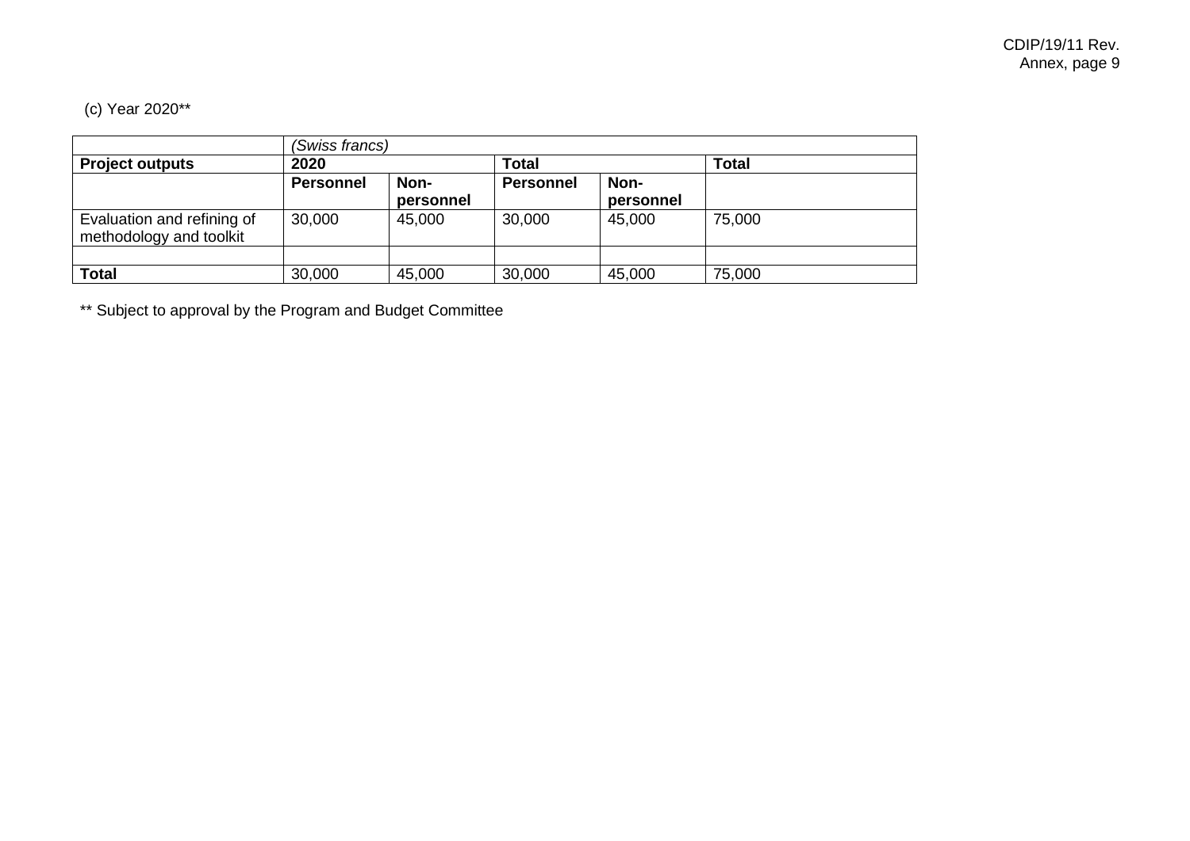(c) Year 2020**

| | *(Swiss francs)* | | | | |
|---|---|---|---|---|---|
| **Project outputs** | **2020** | | **Total** | | **Total** |
| | **Personnel** | **Non-personnel** | **Personnel** | **Non-personnel** | |
| Evaluation and refining of methodology and toolkit | 30,000 | 45,000 | 30,000 | 45,000 | 75,000 |
| | | | | | |
| **Total** | 30,000 | 45,000 | 30,000 | 45,000 | 75,000 |

** Subject to approval by the Program and Budget Committee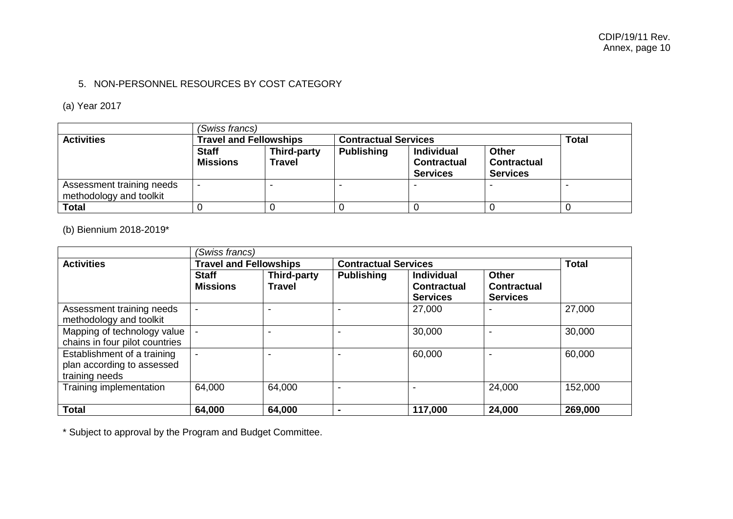5. NON-PERSONNEL RESOURCES BY COST CATEGORY

(a) Year 2017

| | *(Swiss francs)* | | | | | |
|---|---|---|---|---|---|---|
| **Activities** | **Travel and Fellowships** | | **Contractual Services** | | | **Total** |
| | **Staff Missions** | **Third-party Travel** | **Publishing** | **Individual Contractual Services** | **Other Contractual Services** | |
| Assessment training needs methodology and toolkit | - | - | - | - | - | - |
| **Total** | 0 | 0 | 0 | 0 | 0 | 0 |

(b) Biennium 2018-2019*

| | *(Swiss francs)* | | | | | |
|---|---|---|---|---|---|---|
| **Activities** | **Travel and Fellowships** | | **Contractual Services** | | | **Total** |
| | **Staff Missions** | **Third-party Travel** | **Publishing** | **Individual Contractual Services** | **Other Contractual Services** | |
| Assessment training needs methodology and toolkit | - | - | - | 27,000 | - | 27,000 |
| Mapping of technology value chains in four pilot countries | - | - | - | 30,000 | - | 30,000 |
| Establishment of a training plan according to assessed training needs | - | - | - | 60,000 | - | 60,000 |
| Training implementation | 64,000 | 64,000 | - | - | 24,000 | 152,000 |
| **Total** | **64,000** | **64,000** | **-** | **117,000** | **24,000** | **269,000** |

* Subject to approval by the Program and Budget Committee.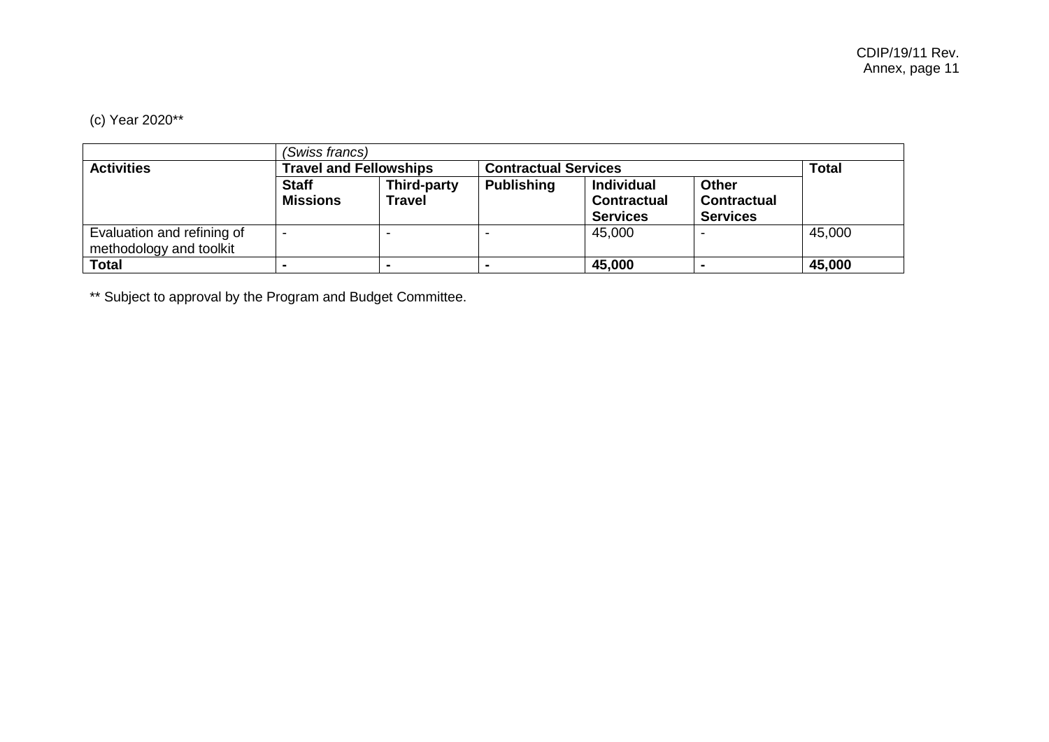(c) Year 2020**

| | (Swiss francs) | | | | | |
|---|---|---|---|---|---|---|
| **Activities** | **Travel and Fellowships** | | **Contractual Services** | | | **Total** |
| | **Staff Missions** | **Third-party Travel** | **Publishing** | **Individual Contractual Services** | **Other Contractual Services** | |
| Evaluation and refining of methodology and toolkit | - | - | - | 45,000 | - | 45,000 |
| **Total** | **-** | **-** | **-** | **45,000** | **-** | **45,000** |

** Subject to approval by the Program and Budget Committee.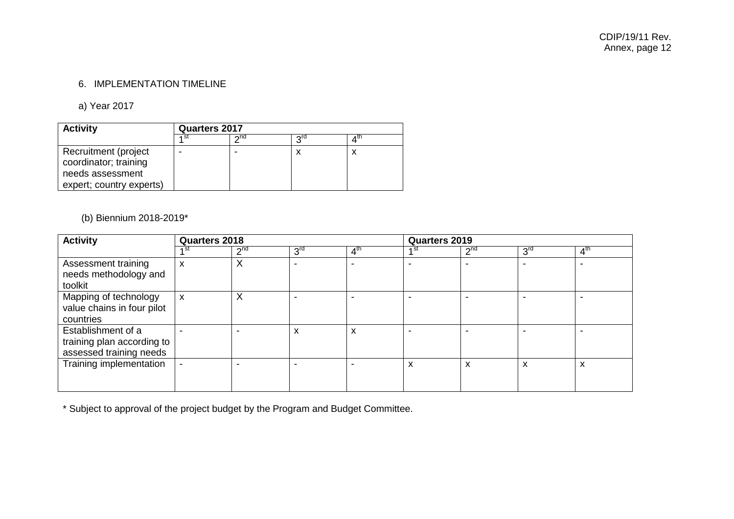6. IMPLEMENTATION TIMELINE

a) Year 2017

| Activity | Quarters 2017 | | | |
|---|---|---|---|---|
| | 1st | 2nd | 3rd | 4th |
| Recruitment (project coordinator; training needs assessment expert; country experts) | - | - | x | x |

(b) Biennium 2018-2019*

| Activity | Quarters 2018 | | | | Quarters 2019 | | | |
|---|---|---|---|---|---|---|---|---|
| | 1st | 2nd | 3rd | 4th | 1st | 2nd | 3rd | 4th |
| Assessment training needs methodology and toolkit | x | X | - | - | - | - | - | - |
| Mapping of technology value chains in four pilot countries | x | X | - | - | - | - | - | - |
| Establishment of a training plan according to assessed training needs | - | - | x | x | - | - | - | - |
| Training implementation | - | - | - | - | x | x | x | x |

* Subject to approval of the project budget by the Program and Budget Committee.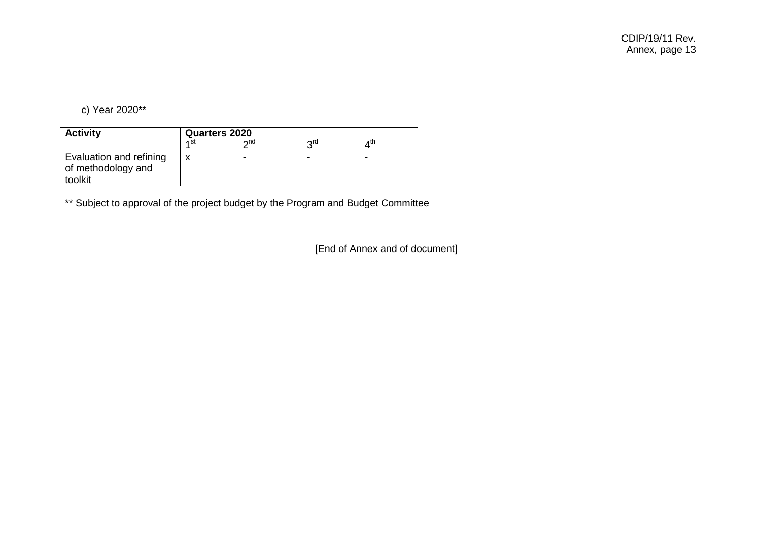c) Year 2020**

| Activity | Quarters 2020 | | | |
|---|---|---|---|---|
| | 1st | 2nd | 3rd | 4th |
| Evaluation and refining of methodology and toolkit | x | - | - | - |

** Subject to approval of the project budget by the Program and Budget Committee

[End of Annex and of document]